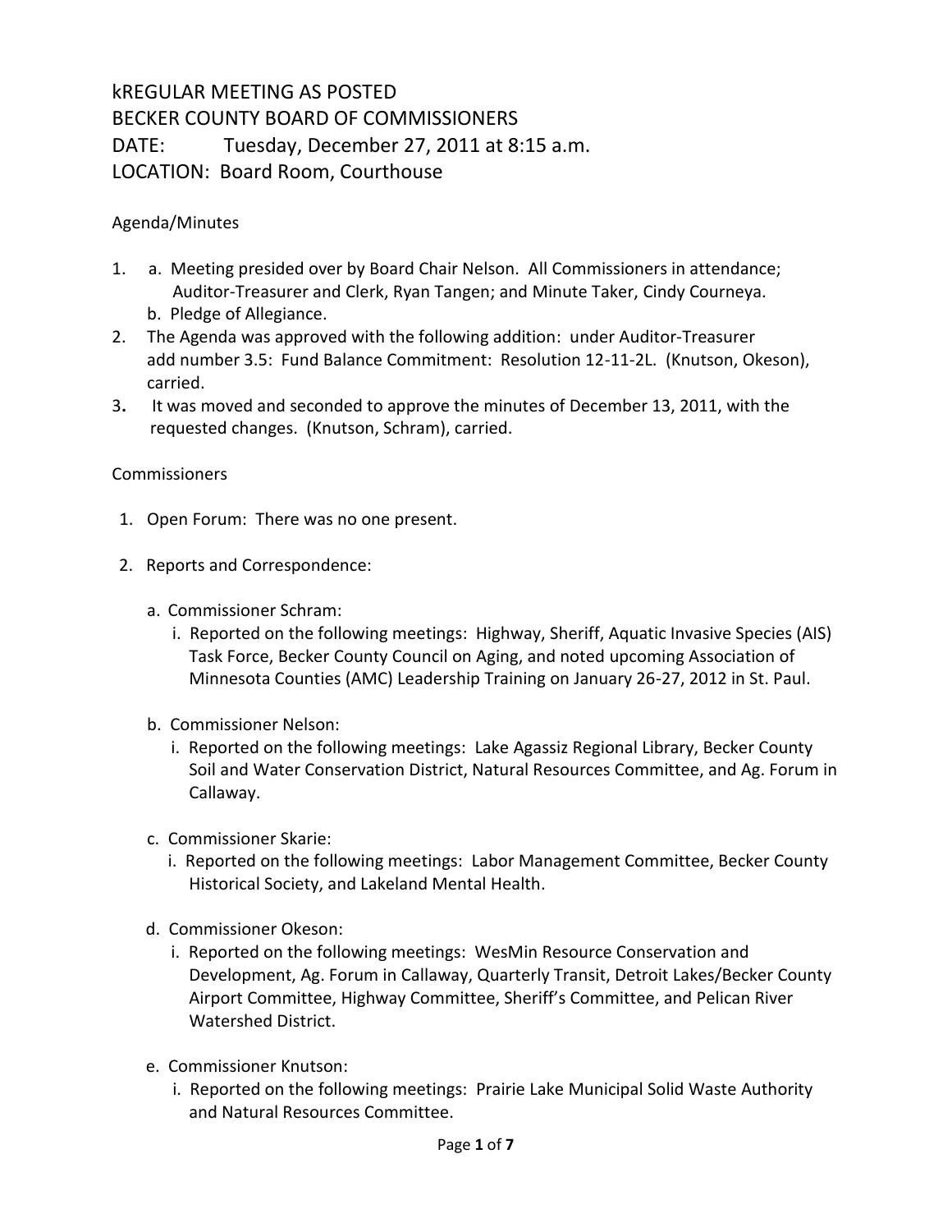# kREGULAR MEETING AS POSTED
# BECKER COUNTY BOARD OF COMMISSIONERS
# DATE: Tuesday, December 27, 2011 at 8:15 a.m.
# LOCATION: Board Room, Courthouse

Agenda/Minutes

1. a. Meeting presided over by Board Chair Nelson. All Commissioners in attendance; Auditor-Treasurer and Clerk, Ryan Tangen; and Minute Taker, Cindy Courneya.
   b. Pledge of Allegiance.
2. The Agenda was approved with the following addition: under Auditor-Treasurer add number 3.5: Fund Balance Commitment: Resolution 12-11-2L. (Knutson, Okeson), carried.
3. It was moved and seconded to approve the minutes of December 13, 2011, with the requested changes. (Knutson, Schram), carried.

Commissioners

1. Open Forum: There was no one present.

2. Reports and Correspondence:

   a. Commissioner Schram:
      i. Reported on the following meetings: Highway, Sheriff, Aquatic Invasive Species (AIS) Task Force, Becker County Council on Aging, and noted upcoming Association of Minnesota Counties (AMC) Leadership Training on January 26-27, 2012 in St. Paul.

   b. Commissioner Nelson:
      i. Reported on the following meetings: Lake Agassiz Regional Library, Becker County Soil and Water Conservation District, Natural Resources Committee, and Ag. Forum in Callaway.

   c. Commissioner Skarie:
      i. Reported on the following meetings: Labor Management Committee, Becker County Historical Society, and Lakeland Mental Health.

   d. Commissioner Okeson:
      i. Reported on the following meetings: WesMin Resource Conservation and Development, Ag. Forum in Callaway, Quarterly Transit, Detroit Lakes/Becker County Airport Committee, Highway Committee, Sheriff's Committee, and Pelican River Watershed District.

   e. Commissioner Knutson:
      i. Reported on the following meetings: Prairie Lake Municipal Solid Waste Authority and Natural Resources Committee.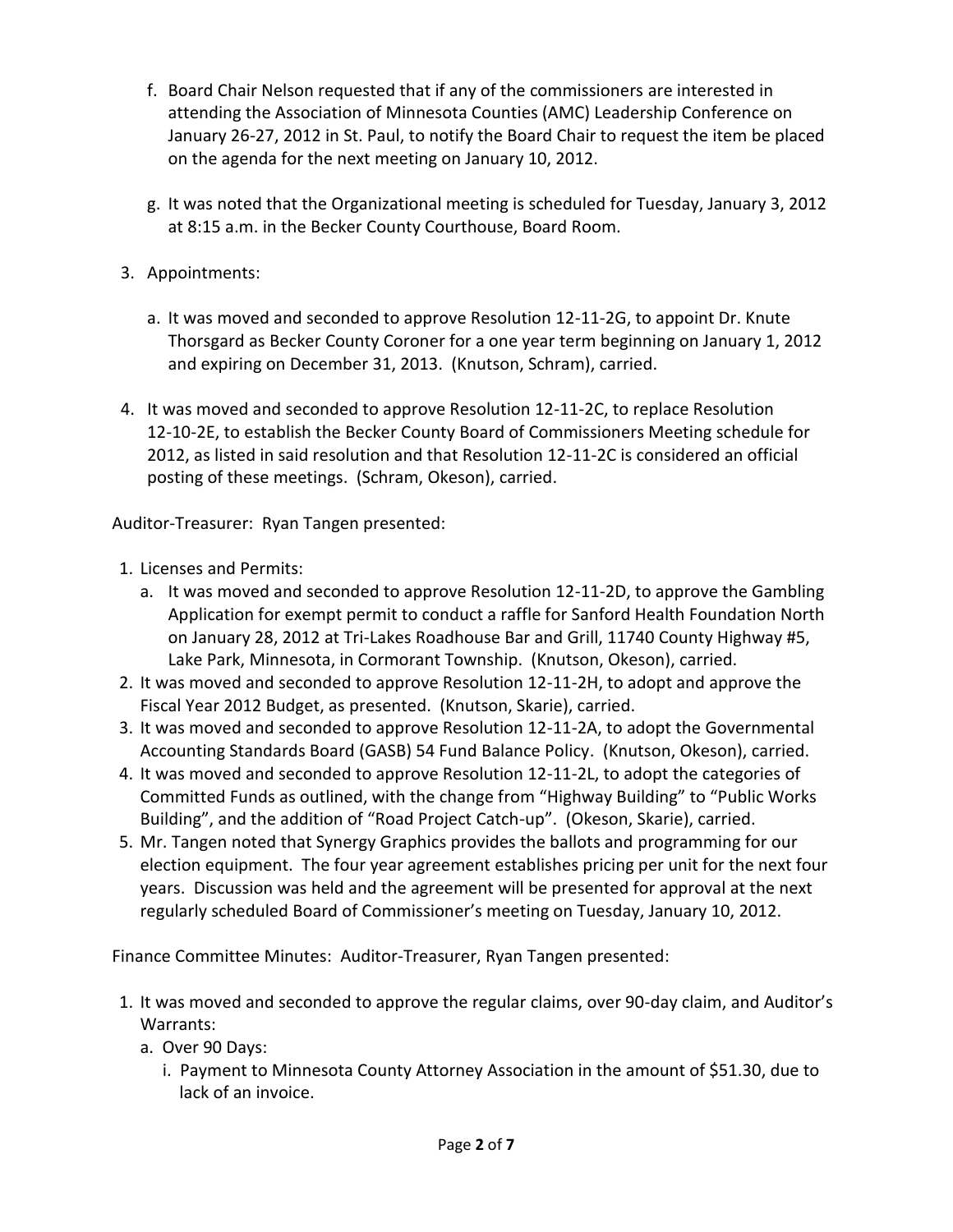f. Board Chair Nelson requested that if any of the commissioners are interested in attending the Association of Minnesota Counties (AMC) Leadership Conference on January 26-27, 2012 in St. Paul, to notify the Board Chair to request the item be placed on the agenda for the next meeting on January 10, 2012.

g. It was noted that the Organizational meeting is scheduled for Tuesday, January 3, 2012 at 8:15 a.m. in the Becker County Courthouse, Board Room.

3. Appointments:

   a. It was moved and seconded to approve Resolution 12-11-2G, to appoint Dr. Knute Thorsgard as Becker County Coroner for a one year term beginning on January 1, 2012 and expiring on December 31, 2013. (Knutson, Schram), carried.

4. It was moved and seconded to approve Resolution 12-11-2C, to replace Resolution 12-10-2E, to establish the Becker County Board of Commissioners Meeting schedule for 2012, as listed in said resolution and that Resolution 12-11-2C is considered an official posting of these meetings. (Schram, Okeson), carried.

Auditor-Treasurer: Ryan Tangen presented:

1. Licenses and Permits:
   a. It was moved and seconded to approve Resolution 12-11-2D, to approve the Gambling Application for exempt permit to conduct a raffle for Sanford Health Foundation North on January 28, 2012 at Tri-Lakes Roadhouse Bar and Grill, 11740 County Highway #5, Lake Park, Minnesota, in Cormorant Township. (Knutson, Okeson), carried.
2. It was moved and seconded to approve Resolution 12-11-2H, to adopt and approve the Fiscal Year 2012 Budget, as presented. (Knutson, Skarie), carried.
3. It was moved and seconded to approve Resolution 12-11-2A, to adopt the Governmental Accounting Standards Board (GASB) 54 Fund Balance Policy. (Knutson, Okeson), carried.
4. It was moved and seconded to approve Resolution 12-11-2L, to adopt the categories of Committed Funds as outlined, with the change from "Highway Building" to "Public Works Building", and the addition of "Road Project Catch-up". (Okeson, Skarie), carried.
5. Mr. Tangen noted that Synergy Graphics provides the ballots and programming for our election equipment. The four year agreement establishes pricing per unit for the next four years. Discussion was held and the agreement will be presented for approval at the next regularly scheduled Board of Commissioner's meeting on Tuesday, January 10, 2012.

Finance Committee Minutes: Auditor-Treasurer, Ryan Tangen presented:

1. It was moved and seconded to approve the regular claims, over 90-day claim, and Auditor's Warrants:
   a. Over 90 Days:
      i. Payment to Minnesota County Attorney Association in the amount of $51.30, due to lack of an invoice.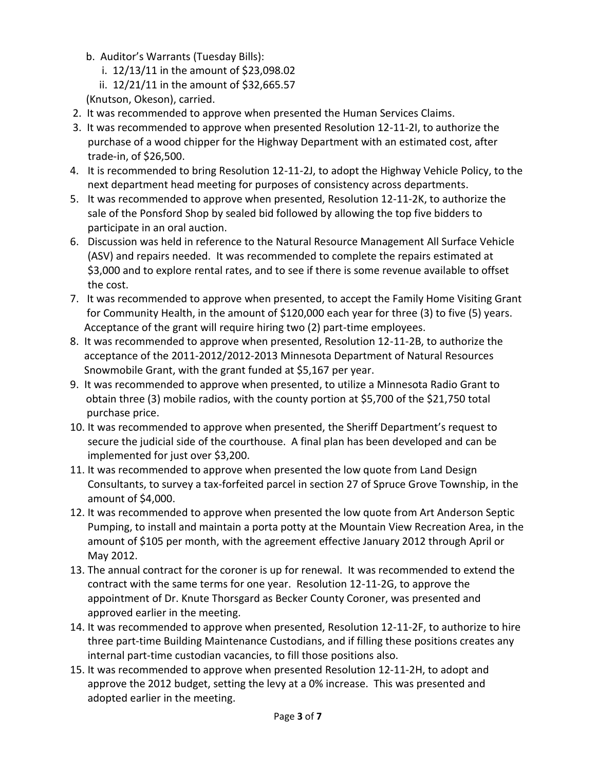b. Auditor's Warrants (Tuesday Bills):
   i. 12/13/11 in the amount of $23,098.02
   ii. 12/21/11 in the amount of $32,665.57

(Knutson, Okeson), carried.

2. It was recommended to approve when presented the Human Services Claims.
3. It was recommended to approve when presented Resolution 12-11-2I, to authorize the purchase of a wood chipper for the Highway Department with an estimated cost, after trade-in, of $26,500.
4. It is recommended to bring Resolution 12-11-2J, to adopt the Highway Vehicle Policy, to the next department head meeting for purposes of consistency across departments.
5. It was recommended to approve when presented, Resolution 12-11-2K, to authorize the sale of the Ponsford Shop by sealed bid followed by allowing the top five bidders to participate in an oral auction.
6. Discussion was held in reference to the Natural Resource Management All Surface Vehicle (ASV) and repairs needed. It was recommended to complete the repairs estimated at $3,000 and to explore rental rates, and to see if there is some revenue available to offset the cost.
7. It was recommended to approve when presented, to accept the Family Home Visiting Grant for Community Health, in the amount of $120,000 each year for three (3) to five (5) years. Acceptance of the grant will require hiring two (2) part-time employees.
8. It was recommended to approve when presented, Resolution 12-11-2B, to authorize the acceptance of the 2011-2012/2012-2013 Minnesota Department of Natural Resources Snowmobile Grant, with the grant funded at $5,167 per year.
9. It was recommended to approve when presented, to utilize a Minnesota Radio Grant to obtain three (3) mobile radios, with the county portion at $5,700 of the $21,750 total purchase price.
10. It was recommended to approve when presented, the Sheriff Department's request to secure the judicial side of the courthouse. A final plan has been developed and can be implemented for just over $3,200.
11. It was recommended to approve when presented the low quote from Land Design Consultants, to survey a tax-forfeited parcel in section 27 of Spruce Grove Township, in the amount of $4,000.
12. It was recommended to approve when presented the low quote from Art Anderson Septic Pumping, to install and maintain a porta potty at the Mountain View Recreation Area, in the amount of $105 per month, with the agreement effective January 2012 through April or May 2012.
13. The annual contract for the coroner is up for renewal. It was recommended to extend the contract with the same terms for one year. Resolution 12-11-2G, to approve the appointment of Dr. Knute Thorsgard as Becker County Coroner, was presented and approved earlier in the meeting.
14. It was recommended to approve when presented, Resolution 12-11-2F, to authorize to hire three part-time Building Maintenance Custodians, and if filling these positions creates any internal part-time custodian vacancies, to fill those positions also.
15. It was recommended to approve when presented Resolution 12-11-2H, to adopt and approve the 2012 budget, setting the levy at a 0% increase. This was presented and adopted earlier in the meeting.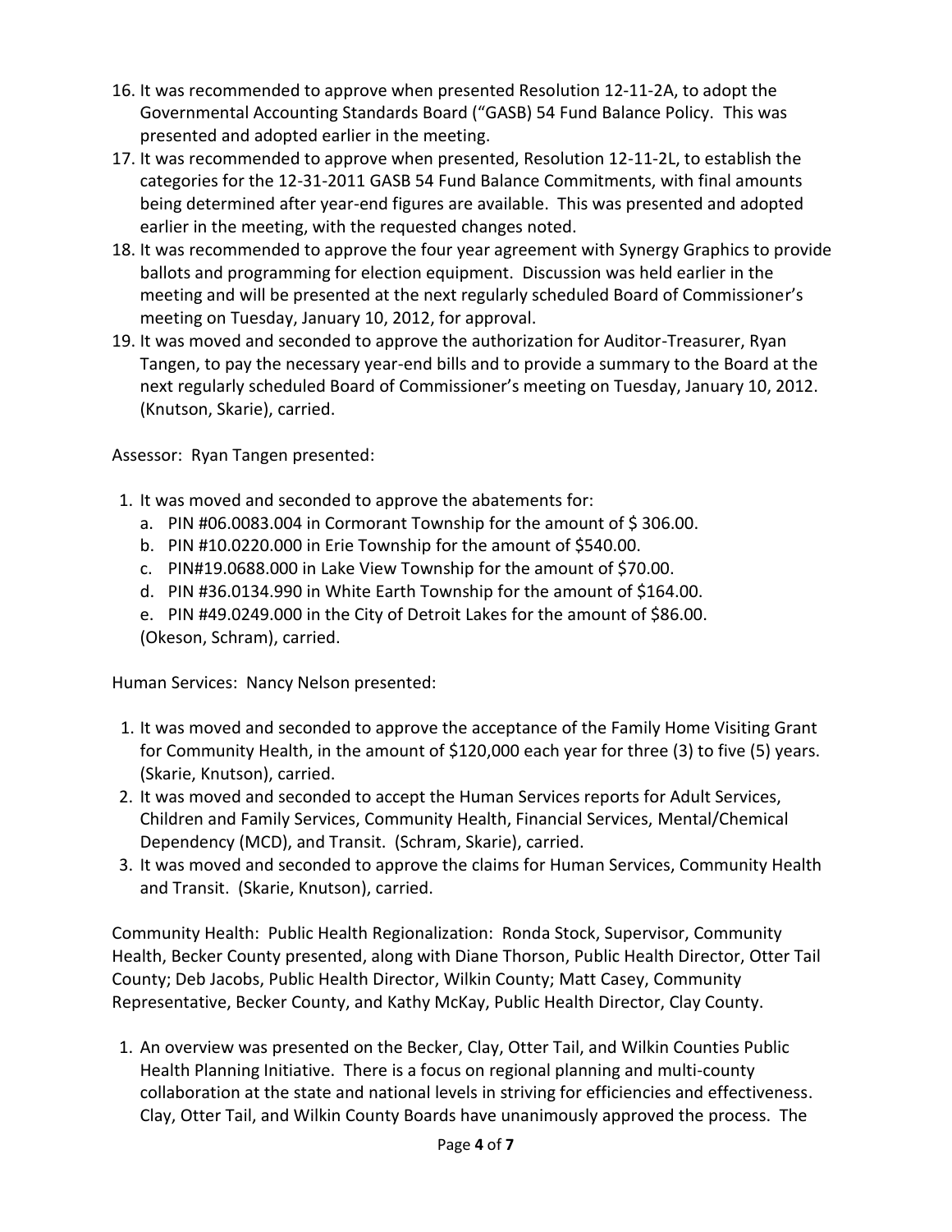16. It was recommended to approve when presented Resolution 12-11-2A, to adopt the Governmental Accounting Standards Board ("GASB) 54 Fund Balance Policy. This was presented and adopted earlier in the meeting.
17. It was recommended to approve when presented, Resolution 12-11-2L, to establish the categories for the 12-31-2011 GASB 54 Fund Balance Commitments, with final amounts being determined after year-end figures are available. This was presented and adopted earlier in the meeting, with the requested changes noted.
18. It was recommended to approve the four year agreement with Synergy Graphics to provide ballots and programming for election equipment. Discussion was held earlier in the meeting and will be presented at the next regularly scheduled Board of Commissioner's meeting on Tuesday, January 10, 2012, for approval.
19. It was moved and seconded to approve the authorization for Auditor-Treasurer, Ryan Tangen, to pay the necessary year-end bills and to provide a summary to the Board at the next regularly scheduled Board of Commissioner's meeting on Tuesday, January 10, 2012. (Knutson, Skarie), carried.

Assessor: Ryan Tangen presented:

1. It was moved and seconded to approve the abatements for:
   a. PIN #06.0083.004 in Cormorant Township for the amount of $ 306.00.
   b. PIN #10.0220.000 in Erie Township for the amount of $540.00.
   c. PIN#19.0688.000 in Lake View Township for the amount of $70.00.
   d. PIN #36.0134.990 in White Earth Township for the amount of $164.00.
   e. PIN #49.0249.000 in the City of Detroit Lakes for the amount of $86.00.
   
   (Okeson, Schram), carried.

Human Services: Nancy Nelson presented:

1. It was moved and seconded to approve the acceptance of the Family Home Visiting Grant for Community Health, in the amount of $120,000 each year for three (3) to five (5) years. (Skarie, Knutson), carried.
2. It was moved and seconded to accept the Human Services reports for Adult Services, Children and Family Services, Community Health, Financial Services, Mental/Chemical Dependency (MCD), and Transit. (Schram, Skarie), carried.
3. It was moved and seconded to approve the claims for Human Services, Community Health and Transit. (Skarie, Knutson), carried.

Community Health: Public Health Regionalization: Ronda Stock, Supervisor, Community Health, Becker County presented, along with Diane Thorson, Public Health Director, Otter Tail County; Deb Jacobs, Public Health Director, Wilkin County; Matt Casey, Community Representative, Becker County, and Kathy McKay, Public Health Director, Clay County.

1. An overview was presented on the Becker, Clay, Otter Tail, and Wilkin Counties Public Health Planning Initiative. There is a focus on regional planning and multi-county collaboration at the state and national levels in striving for efficiencies and effectiveness. Clay, Otter Tail, and Wilkin County Boards have unanimously approved the process. The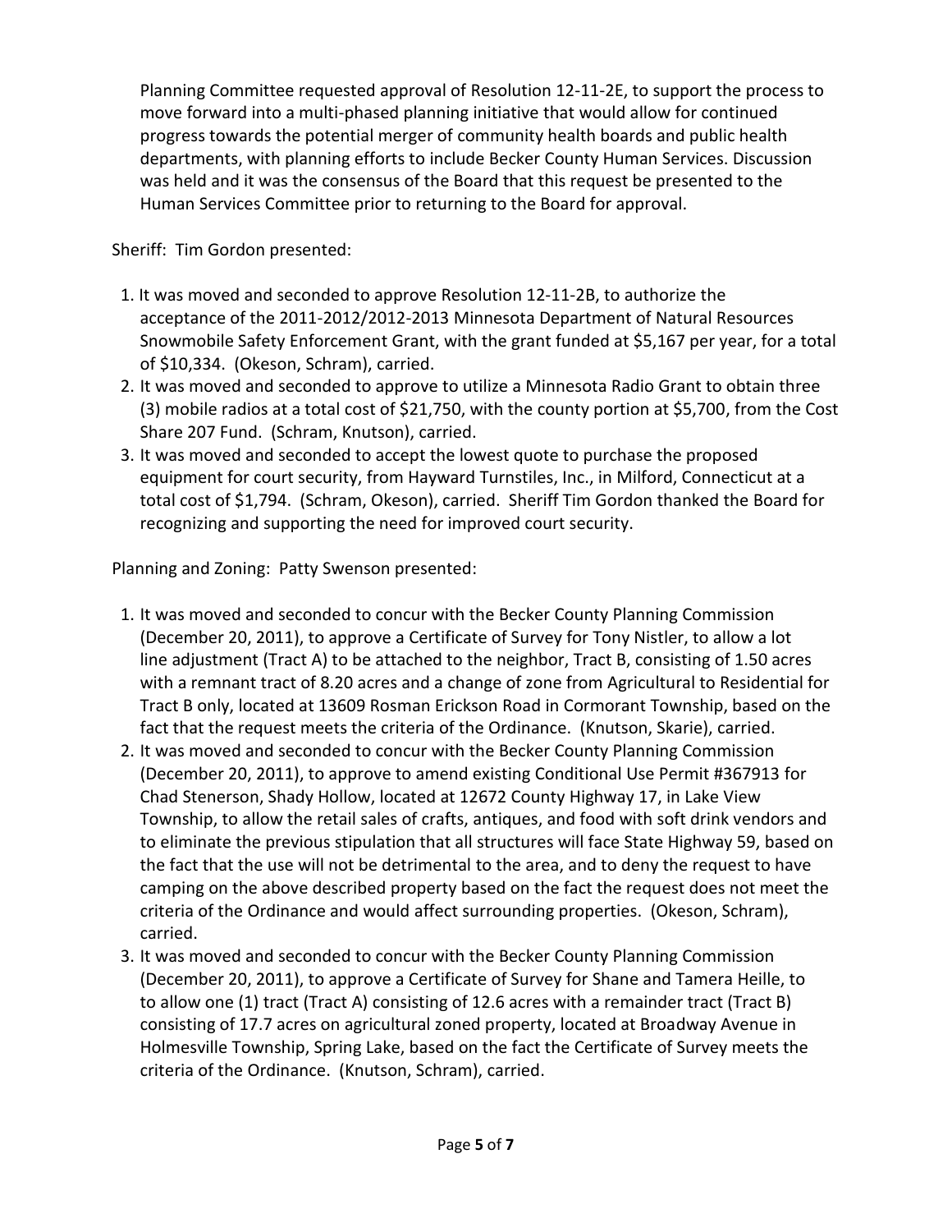Planning Committee requested approval of Resolution 12-11-2E, to support the process to move forward into a multi-phased planning initiative that would allow for continued progress towards the potential merger of community health boards and public health departments, with planning efforts to include Becker County Human Services. Discussion was held and it was the consensus of the Board that this request be presented to the Human Services Committee prior to returning to the Board for approval.

Sheriff: Tim Gordon presented:

1. It was moved and seconded to approve Resolution 12-11-2B, to authorize the acceptance of the 2011-2012/2012-2013 Minnesota Department of Natural Resources Snowmobile Safety Enforcement Grant, with the grant funded at $5,167 per year, for a total of $10,334. (Okeson, Schram), carried.
2. It was moved and seconded to approve to utilize a Minnesota Radio Grant to obtain three (3) mobile radios at a total cost of $21,750, with the county portion at $5,700, from the Cost Share 207 Fund. (Schram, Knutson), carried.
3. It was moved and seconded to accept the lowest quote to purchase the proposed equipment for court security, from Hayward Turnstiles, Inc., in Milford, Connecticut at a total cost of $1,794. (Schram, Okeson), carried. Sheriff Tim Gordon thanked the Board for recognizing and supporting the need for improved court security.

Planning and Zoning: Patty Swenson presented:

1. It was moved and seconded to concur with the Becker County Planning Commission (December 20, 2011), to approve a Certificate of Survey for Tony Nistler, to allow a lot line adjustment (Tract A) to be attached to the neighbor, Tract B, consisting of 1.50 acres with a remnant tract of 8.20 acres and a change of zone from Agricultural to Residential for Tract B only, located at 13609 Rosman Erickson Road in Cormorant Township, based on the fact that the request meets the criteria of the Ordinance. (Knutson, Skarie), carried.
2. It was moved and seconded to concur with the Becker County Planning Commission (December 20, 2011), to approve to amend existing Conditional Use Permit #367913 for Chad Stenerson, Shady Hollow, located at 12672 County Highway 17, in Lake View Township, to allow the retail sales of crafts, antiques, and food with soft drink vendors and to eliminate the previous stipulation that all structures will face State Highway 59, based on the fact that the use will not be detrimental to the area, and to deny the request to have camping on the above described property based on the fact the request does not meet the criteria of the Ordinance and would affect surrounding properties. (Okeson, Schram), carried.
3. It was moved and seconded to concur with the Becker County Planning Commission (December 20, 2011), to approve a Certificate of Survey for Shane and Tamera Heille, to to allow one (1) tract (Tract A) consisting of 12.6 acres with a remainder tract (Tract B) consisting of 17.7 acres on agricultural zoned property, located at Broadway Avenue in Holmesville Township, Spring Lake, based on the fact the Certificate of Survey meets the criteria of the Ordinance. (Knutson, Schram), carried.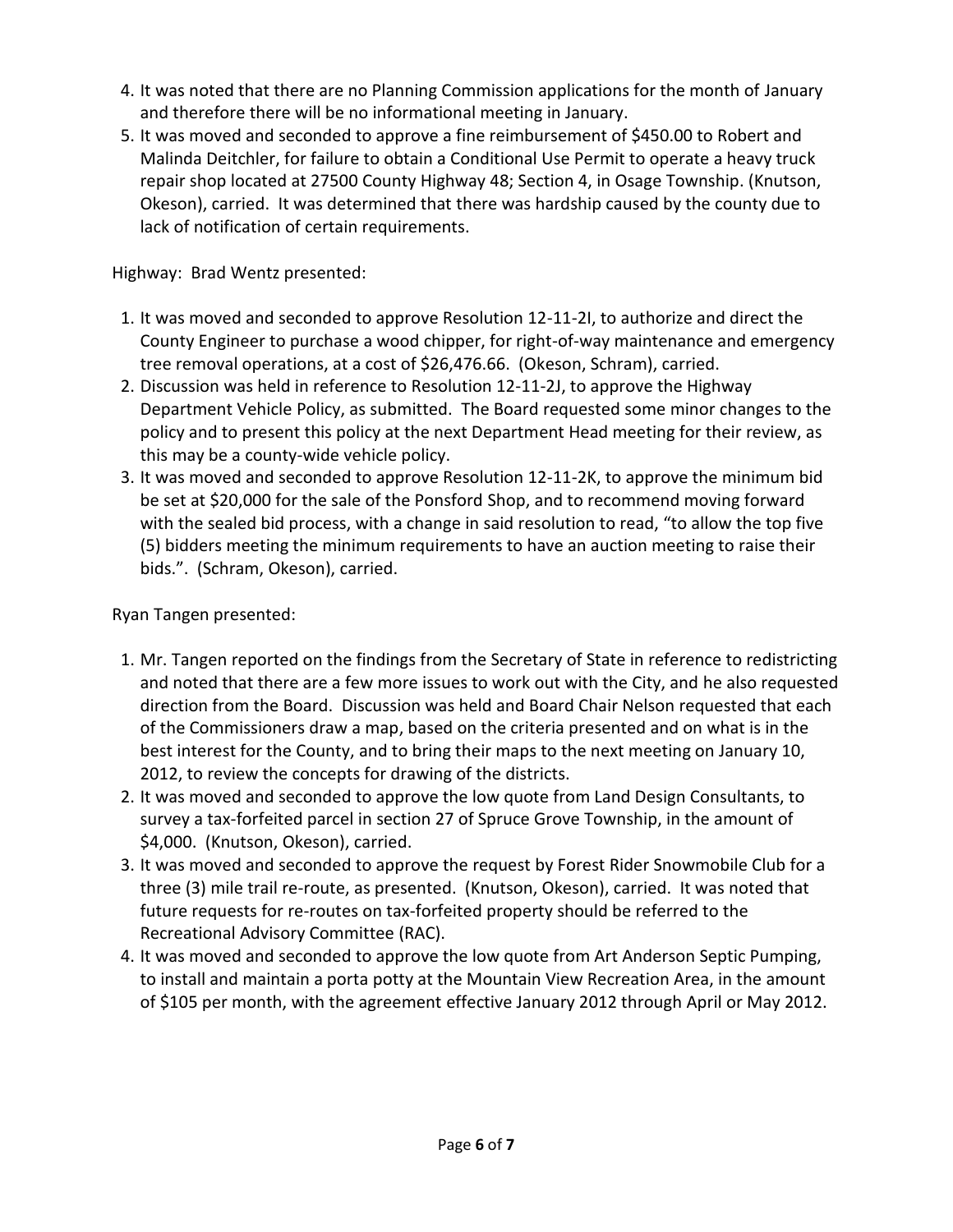4. It was noted that there are no Planning Commission applications for the month of January and therefore there will be no informational meeting in January.
5. It was moved and seconded to approve a fine reimbursement of $450.00 to Robert and Malinda Deitchler, for failure to obtain a Conditional Use Permit to operate a heavy truck repair shop located at 27500 County Highway 48; Section 4, in Osage Township. (Knutson, Okeson), carried. It was determined that there was hardship caused by the county due to lack of notification of certain requirements.

Highway: Brad Wentz presented:

1. It was moved and seconded to approve Resolution 12-11-2I, to authorize and direct the County Engineer to purchase a wood chipper, for right-of-way maintenance and emergency tree removal operations, at a cost of $26,476.66. (Okeson, Schram), carried.
2. Discussion was held in reference to Resolution 12-11-2J, to approve the Highway Department Vehicle Policy, as submitted. The Board requested some minor changes to the policy and to present this policy at the next Department Head meeting for their review, as this may be a county-wide vehicle policy.
3. It was moved and seconded to approve Resolution 12-11-2K, to approve the minimum bid be set at $20,000 for the sale of the Ponsford Shop, and to recommend moving forward with the sealed bid process, with a change in said resolution to read, "to allow the top five (5) bidders meeting the minimum requirements to have an auction meeting to raise their bids.". (Schram, Okeson), carried.

Ryan Tangen presented:

1. Mr. Tangen reported on the findings from the Secretary of State in reference to redistricting and noted that there are a few more issues to work out with the City, and he also requested direction from the Board. Discussion was held and Board Chair Nelson requested that each of the Commissioners draw a map, based on the criteria presented and on what is in the best interest for the County, and to bring their maps to the next meeting on January 10, 2012, to review the concepts for drawing of the districts.
2. It was moved and seconded to approve the low quote from Land Design Consultants, to survey a tax-forfeited parcel in section 27 of Spruce Grove Township, in the amount of $4,000. (Knutson, Okeson), carried.
3. It was moved and seconded to approve the request by Forest Rider Snowmobile Club for a three (3) mile trail re-route, as presented. (Knutson, Okeson), carried. It was noted that future requests for re-routes on tax-forfeited property should be referred to the Recreational Advisory Committee (RAC).
4. It was moved and seconded to approve the low quote from Art Anderson Septic Pumping, to install and maintain a porta potty at the Mountain View Recreation Area, in the amount of $105 per month, with the agreement effective January 2012 through April or May 2012.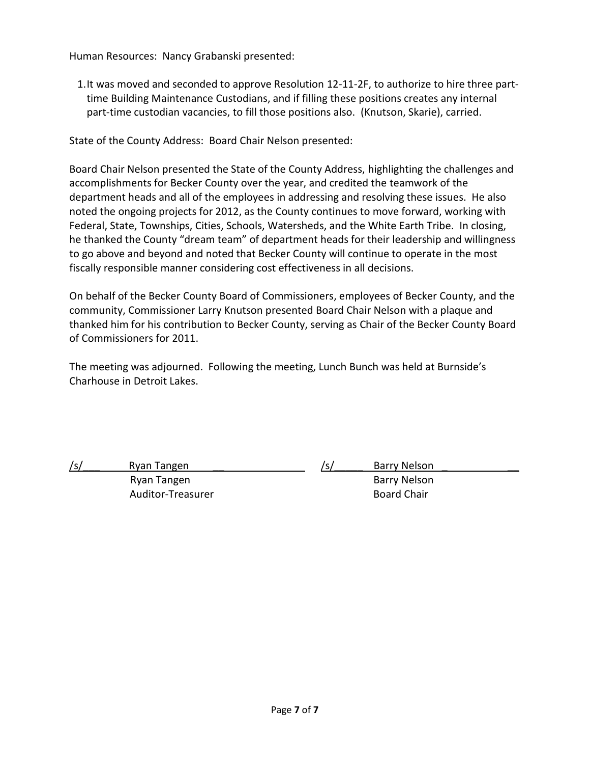Human Resources: Nancy Grabanski presented:

1. It was moved and seconded to approve Resolution 12-11-2F, to authorize to hire three part-time Building Maintenance Custodians, and if filling these positions creates any internal part-time custodian vacancies, to fill those positions also. (Knutson, Skarie), carried.

State of the County Address: Board Chair Nelson presented:

Board Chair Nelson presented the State of the County Address, highlighting the challenges and accomplishments for Becker County over the year, and credited the teamwork of the department heads and all of the employees in addressing and resolving these issues. He also noted the ongoing projects for 2012, as the County continues to move forward, working with Federal, State, Townships, Cities, Schools, Watersheds, and the White Earth Tribe. In closing, he thanked the County "dream team" of department heads for their leadership and willingness to go above and beyond and noted that Becker County will continue to operate in the most fiscally responsible manner considering cost effectiveness in all decisions.

On behalf of the Becker County Board of Commissioners, employees of Becker County, and the community, Commissioner Larry Knutson presented Board Chair Nelson with a plaque and thanked him for his contribution to Becker County, serving as Chair of the Becker County Board of Commissioners for 2011.

The meeting was adjourned. Following the meeting, Lunch Bunch was held at Burnside's Charhouse in Detroit Lakes.

/s/ Ryan Tangen
Ryan Tangen
Auditor-Treasurer

/s/ Barry Nelson
Barry Nelson
Board Chair